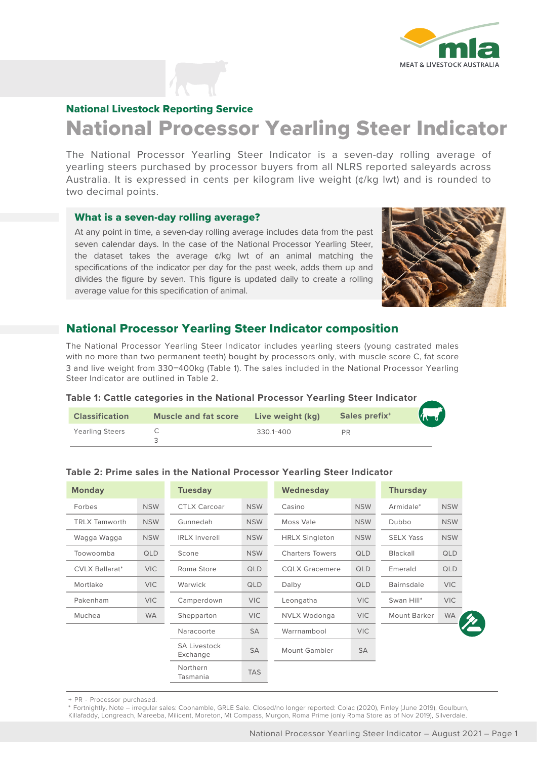## National Livestock Reporting Service

# National Processor Yearling Steer Indicator

The National Processor Yearling Steer Indicator is a seven-day rolling average of yearling steers purchased by processor buyers from all NLRS reported saleyards across Australia. It is expressed in cents per kilogram live weight (¢/kg lwt) and is rounded to two decimal points.

### What is a seven-day rolling average?

At any point in time, a seven-day rolling average includes data from the past seven calendar days. In the case of the National Processor Yearling Steer, the dataset takes the average ¢/kg lwt of an animal matching the specifications of the indicator per day for the past week, adds them up and divides the figure by seven. This figure is updated daily to create a rolling average value for this specification of animal.

## National Processor Yearling Steer Indicator composition

The National Processor Yearling Steer Indicator includes yearling steers (young castrated males with no more than two permanent teeth) bought by processors only, with muscle score C, fat score 3 and live weight from 330–400kg (Table 1). The sales included in the National Processor Yearling Steer Indicator are outlined in Table 2.

**Table 1: Cattle categories in the National Processor Yearling Steer Indicator**

| Classification | Muscle and fat score | Live weight (kg) | Sales prefix+ |
|---|---|---|---|
| Yearling Steers | C 3 | 330.1–400 | PR |

**Table 2: Prime sales in the National Processor Yearling Steer Indicator**

| Monday | | Tuesday | | Wednesday | | Thursday | |
|---|---|---|---|---|---|---|---|
| Forbes | NSW | CTLX Carcoar | NSW | Casino | NSW | Armidale* | NSW |
| TRLX Tamworth | NSW | Gunnedah | NSW | Moss Vale | NSW | Dubbo | NSW |
| Wagga Wagga | NSW | IRLX Inverell | NSW | HRLX Singleton | NSW | SELX Yass | NSW |
| Toowoomba | QLD | Scone | NSW | Charters Towers | QLD | Blackall | QLD |
| CVLX Ballarat* | VIC | Roma Store | QLD | CQLX Gracemere | QLD | Emerald | QLD |
| Mortlake | VIC | Warwick | QLD | Dalby | QLD | Bairnsdale | VIC |
| Pakenham | VIC | Camperdown | VIC | Leongatha | VIC | Swan Hill* | VIC |
| Muchea | WA | Shepparton | VIC | NVLX Wodonga | VIC | Mount Barker | WA |
| | | Naracoorte | SA | Warrnambool | VIC | | |
| | | SA Livestock Exchange | SA | Mount Gambier | SA | | |
| | | Northern Tasmania | TAS | | | | |

+ PR - Processor purchased.
* Fortnightly. Note – irregular sales: Coonamble, GRLE Sale. Closed/no longer reported: Colac (2020), Finley (June 2019), Goulburn, Killafaddy, Longreach, Mareeba, Milicent, Moreton, Mt Compass, Murgon, Roma Prime (only Roma Store as of Nov 2019), Silverdale.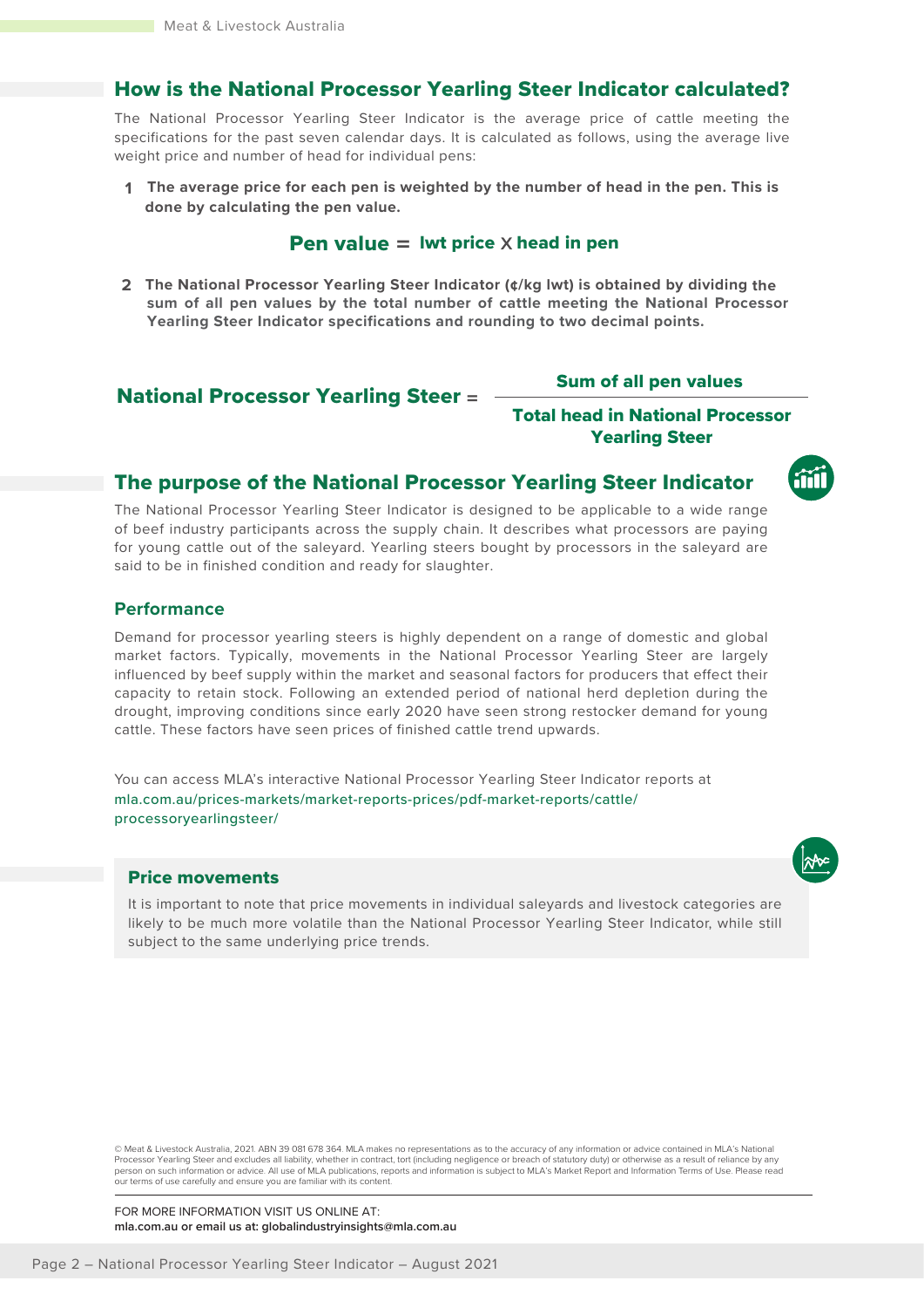## How is the National Processor Yearling Steer Indicator calculated?

The National Processor Yearling Steer Indicator is the average price of cattle meeting the specifications for the past seven calendar days. It is calculated as follows, using the average live weight price and number of head for individual pens:

1. **The average price for each pen is weighted by the number of head in the pen. This is done by calculating the pen value.**

$$\text{Pen value} = \text{lwt price} \times \text{head in pen}$$

2. **The National Processor Yearling Steer Indicator (¢/kg lwt) is obtained by dividing the sum of all pen values by the total number of cattle meeting the National Processor Yearling Steer Indicator specifications and rounding to two decimal points.**

$$\text{National Processor Yearling Steer} = \frac{\text{Sum of all pen values}}{\text{Total head in National Processor Yearling Steer}}$$

## The purpose of the National Processor Yearling Steer Indicator

The National Processor Yearling Steer Indicator is designed to be applicable to a wide range of beef industry participants across the supply chain. It describes what processors are paying for young cattle out of the saleyard. Yearling steers bought by processors in the saleyard are said to be in finished condition and ready for slaughter.

### Performance

Demand for processor yearling steers is highly dependent on a range of domestic and global market factors. Typically, movements in the National Processor Yearling Steer are largely influenced by beef supply within the market and seasonal factors for producers that effect their capacity to retain stock. Following an extended period of national herd depletion during the drought, improving conditions since early 2020 have seen strong restocker demand for young cattle. These factors have seen prices of finished cattle trend upwards.

You can access MLA's interactive National Processor Yearling Steer Indicator reports at mla.com.au/prices-markets/market-reports-prices/pdf-market-reports/cattle/processoryearlingsteer/

### Price movements

It is important to note that price movements in individual saleyards and livestock categories are likely to be much more volatile than the National Processor Yearling Steer Indicator, while still subject to the same underlying price trends.

© Meat & Livestock Australia, 2021. ABN 39 081 678 364. MLA makes no representations as to the accuracy of any information or advice contained in MLA's National Processor Yearling Steer and excludes all liability, whether in contract, tort (including negligence or breach of statutory duty) or otherwise as a result of reliance by any person on such information or advice. All use of MLA publications, reports and information is subject to MLA's Market Report and Information Terms of Use. Please read our terms of use carefully and ensure you are familiar with its content.

FOR MORE INFORMATION VISIT US ONLINE AT:
**mla.com.au or email us at: globalindustryinsights@mla.com.au**